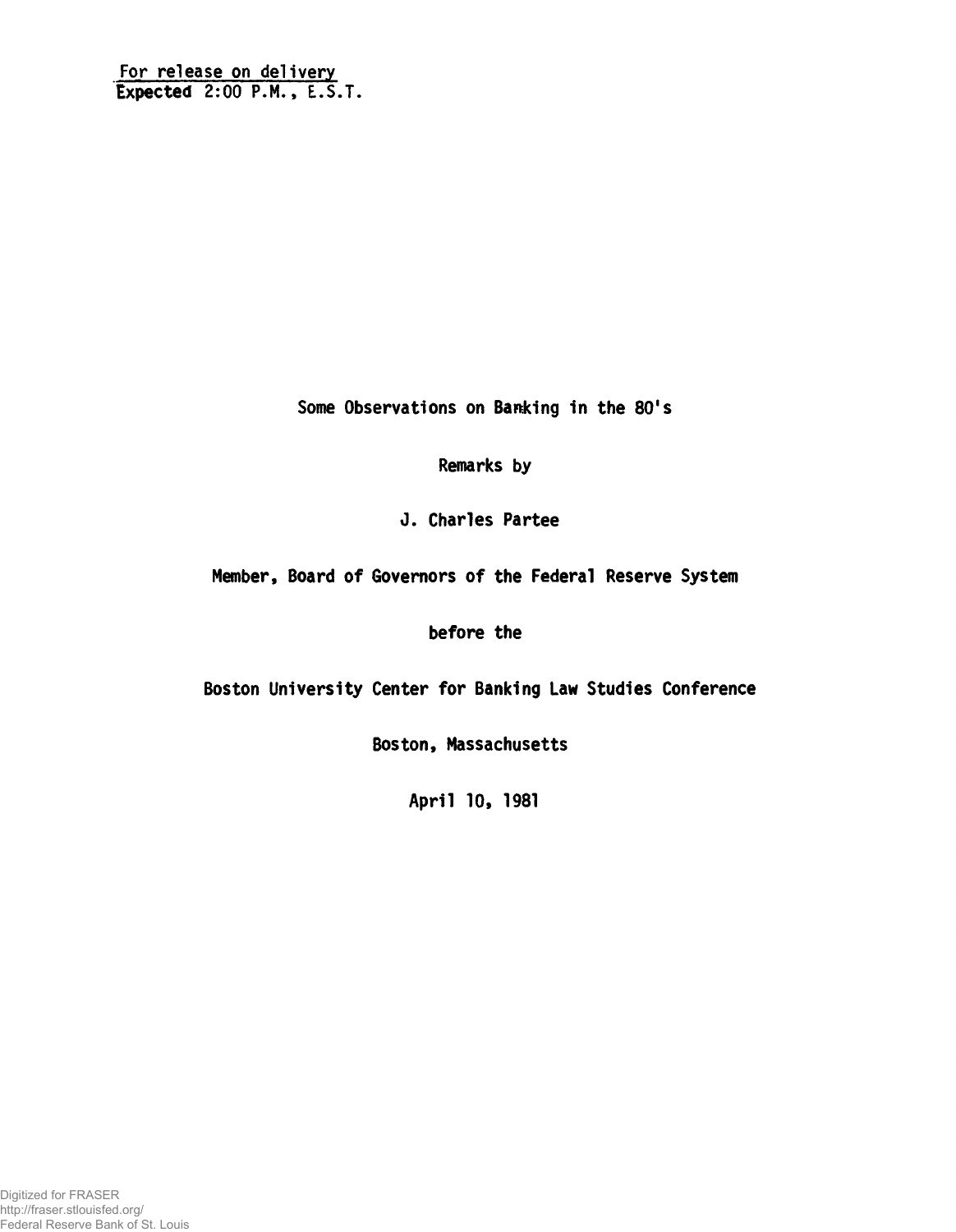For release on delivery
Expected 2:00 P.M., E.S.T.

# Some Observations on Banking in the 80's

Remarks by

J. Charles Partee

Member, Board of Governors of the Federal Reserve System

before the

Boston University Center for Banking Law Studies Conference

Boston, Massachusetts

April 10, 1981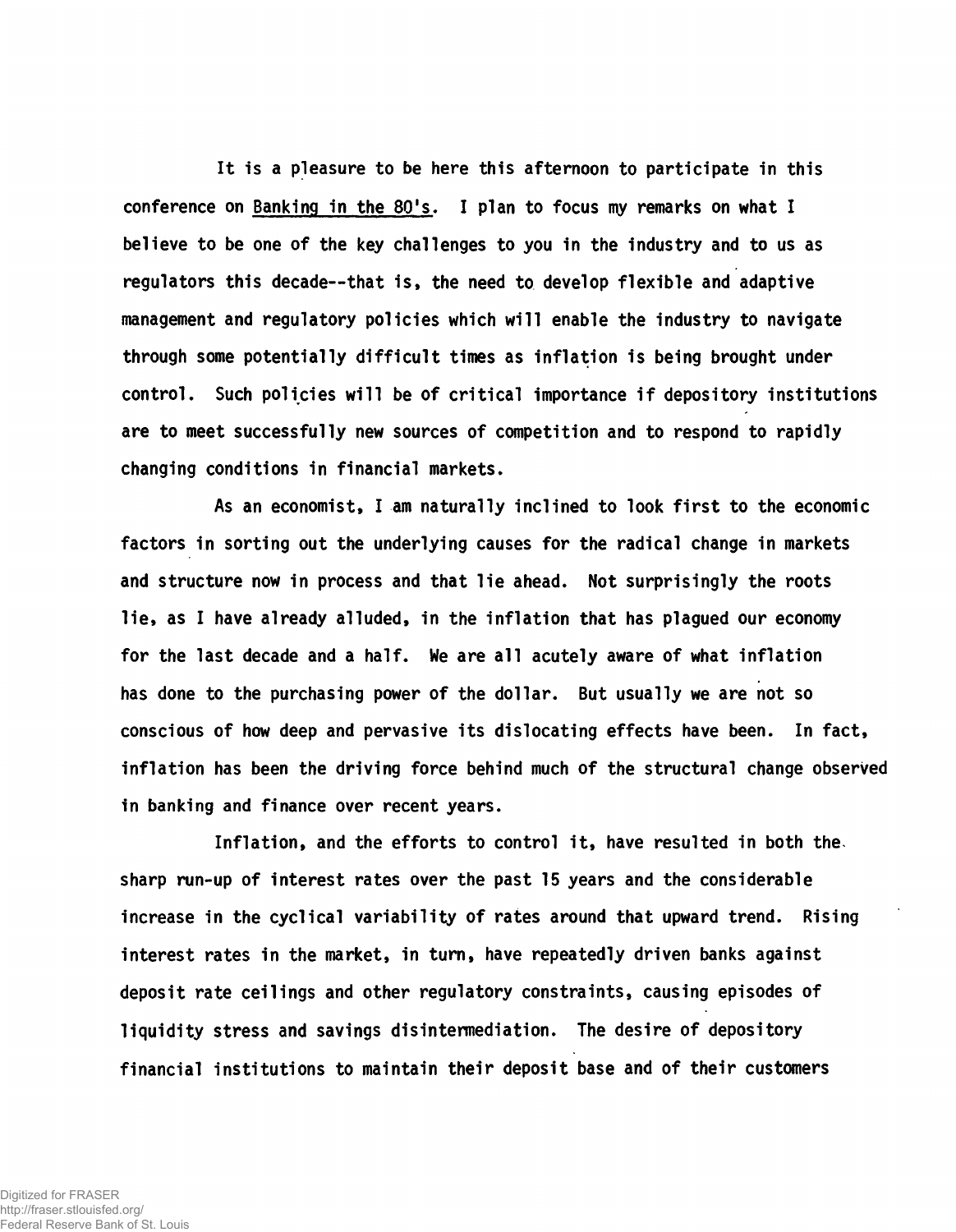It is a pleasure to be here this afternoon to participate in this conference on Banking in the 80's. I plan to focus my remarks on what I believe to be one of the key challenges to you in the industry and to us as regulators this decade--that is, the need to develop flexible and adaptive management and regulatory policies which will enable the industry to navigate through some potentially difficult times as inflation is being brought under control. Such policies will be of critical importance if depository institutions are to meet successfully new sources of competition and to respond to rapidly changing conditions in financial markets.

As an economist, I am naturally inclined to look first to the economic factors in sorting out the underlying causes for the radical change in markets and structure now in process and that lie ahead. Not surprisingly the roots lie, as I have already alluded, in the inflation that has plagued our economy for the last decade and a half. We are all acutely aware of what inflation has done to the purchasing power of the dollar. But usually we are not so conscious of how deep and pervasive its dislocating effects have been. In fact, inflation has been the driving force behind much of the structural change observed in banking and finance over recent years.

Inflation, and the efforts to control it, have resulted in both the sharp run-up of interest rates over the past 15 years and the considerable increase in the cyclical variability of rates around that upward trend. Rising interest rates in the market, in turn, have repeatedly driven banks against deposit rate ceilings and other regulatory constraints, causing episodes of liquidity stress and savings disintermediation. The desire of depository financial institutions to maintain their deposit base and of their customers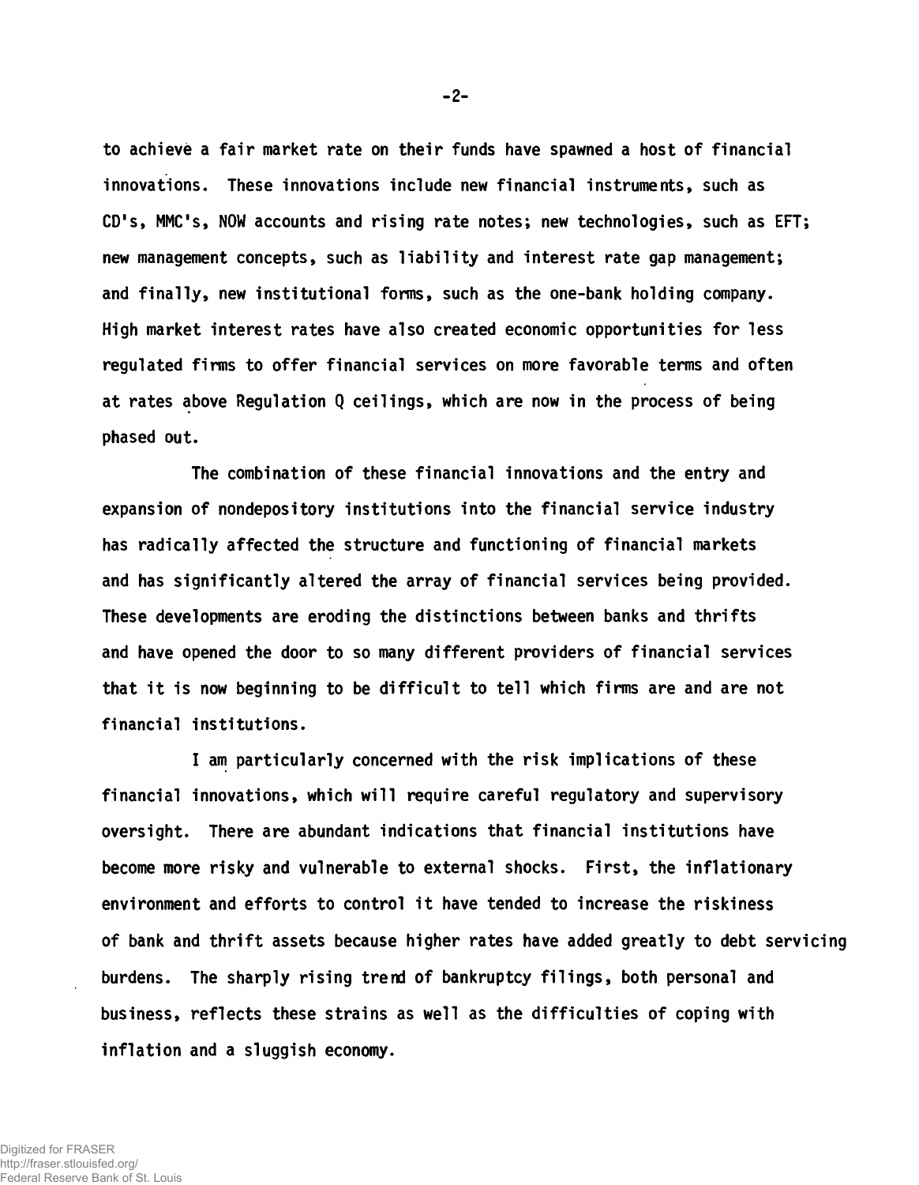to achieve a fair market rate on their funds have spawned a host of financial innovations. These innovations include new financial instruments, such as CD's, MMC's, NOW accounts and rising rate notes; new technologies, such as EFT; new management concepts, such as liability and interest rate gap management; and finally, new institutional forms, such as the one-bank holding company. High market interest rates have also created economic opportunities for less regulated firms to offer financial services on more favorable terms and often at rates above Regulation Q ceilings, which are now in the process of being phased out.

The combination of these financial innovations and the entry and expansion of nondepository institutions into the financial service industry has radically affected the structure and functioning of financial markets and has significantly altered the array of financial services being provided. These developments are eroding the distinctions between banks and thrifts and have opened the door to so many different providers of financial services that it is now beginning to be difficult to tell which firms are and are not financial institutions.

I am particularly concerned with the risk implications of these financial innovations, which will require careful regulatory and supervisory oversight. There are abundant indications that financial institutions have become more risky and vulnerable to external shocks. First, the inflationary environment and efforts to control it have tended to increase the riskiness of bank and thrift assets because higher rates have added greatly to debt servicing burdens. The sharply rising trend of bankruptcy filings, both personal and business, reflects these strains as well as the difficulties of coping with inflation and a sluggish economy.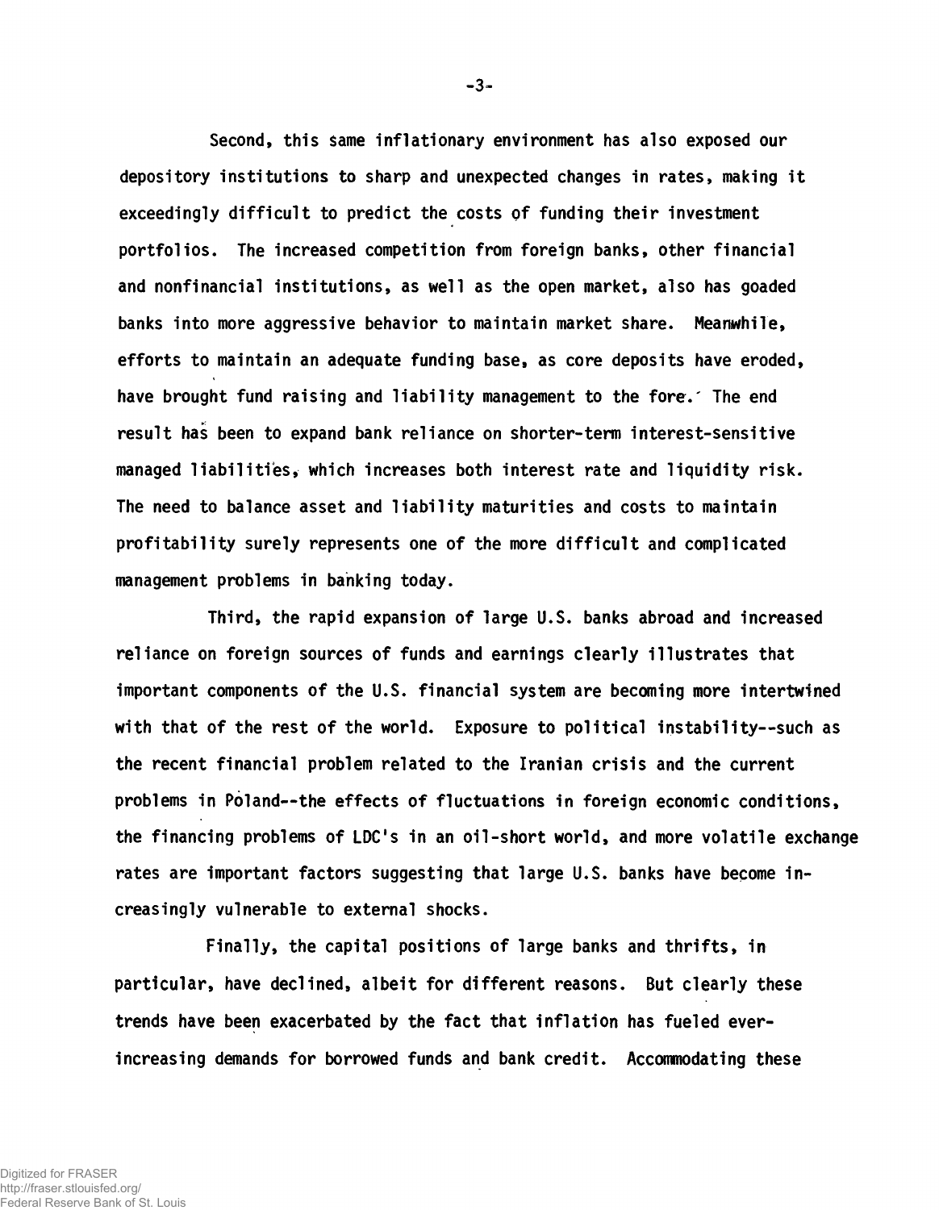Second, this same inflationary environment has also exposed our depository institutions to sharp and unexpected changes in rates, making it exceedingly difficult to predict the costs of funding their investment portfolios. The increased competition from foreign banks, other financial and nonfinancial institutions, as well as the open market, also has goaded banks into more aggressive behavior to maintain market share. Meanwhile, efforts to maintain an adequate funding base, as core deposits have eroded, have brought fund raising and liability management to the fore. The end result has been to expand bank reliance on shorter-term interest-sensitive managed liabilities, which increases both interest rate and liquidity risk. The need to balance asset and liability maturities and costs to maintain profitability surely represents one of the more difficult and complicated management problems in banking today.

Third, the rapid expansion of large U.S. banks abroad and increased reliance on foreign sources of funds and earnings clearly illustrates that important components of the U.S. financial system are becoming more intertwined with that of the rest of the world. Exposure to political instability--such as the recent financial problem related to the Iranian crisis and the current problems in Poland--the effects of fluctuations in foreign economic conditions, the financing problems of LDC's in an oil-short world, and more volatile exchange rates are important factors suggesting that large U.S. banks have become increasingly vulnerable to external shocks.

Finally, the capital positions of large banks and thrifts, in particular, have declined, albeit for different reasons. But clearly these trends have been exacerbated by the fact that inflation has fueled ever-increasing demands for borrowed funds and bank credit. Accommodating these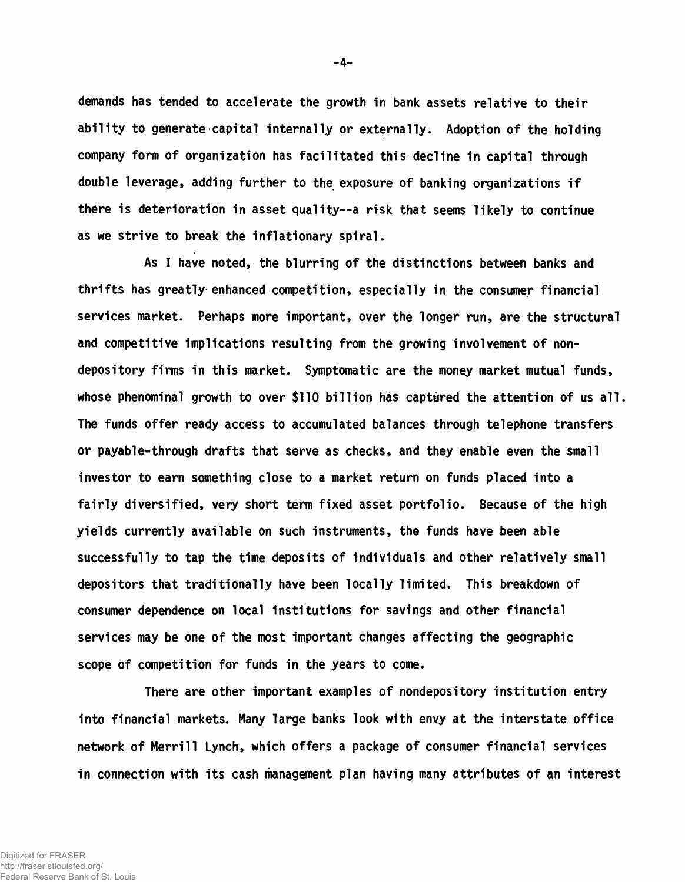demands has tended to accelerate the growth in bank assets relative to their ability to generate capital internally or externally. Adoption of the holding company form of organization has facilitated this decline in capital through double leverage, adding further to the exposure of banking organizations if there is deterioration in asset quality--a risk that seems likely to continue as we strive to break the inflationary spiral.

As I have noted, the blurring of the distinctions between banks and thrifts has greatly enhanced competition, especially in the consumer financial services market. Perhaps more important, over the longer run, are the structural and competitive implications resulting from the growing involvement of non-depository firms in this market. Symptomatic are the money market mutual funds, whose phenominal growth to over $110 billion has captured the attention of us all. The funds offer ready access to accumulated balances through telephone transfers or payable-through drafts that serve as checks, and they enable even the small investor to earn something close to a market return on funds placed into a fairly diversified, very short term fixed asset portfolio. Because of the high yields currently available on such instruments, the funds have been able successfully to tap the time deposits of individuals and other relatively small depositors that traditionally have been locally limited. This breakdown of consumer dependence on local institutions for savings and other financial services may be one of the most important changes affecting the geographic scope of competition for funds in the years to come.

There are other important examples of nondepository institution entry into financial markets. Many large banks look with envy at the interstate office network of Merrill Lynch, which offers a package of consumer financial services in connection with its cash management plan having many attributes of an interest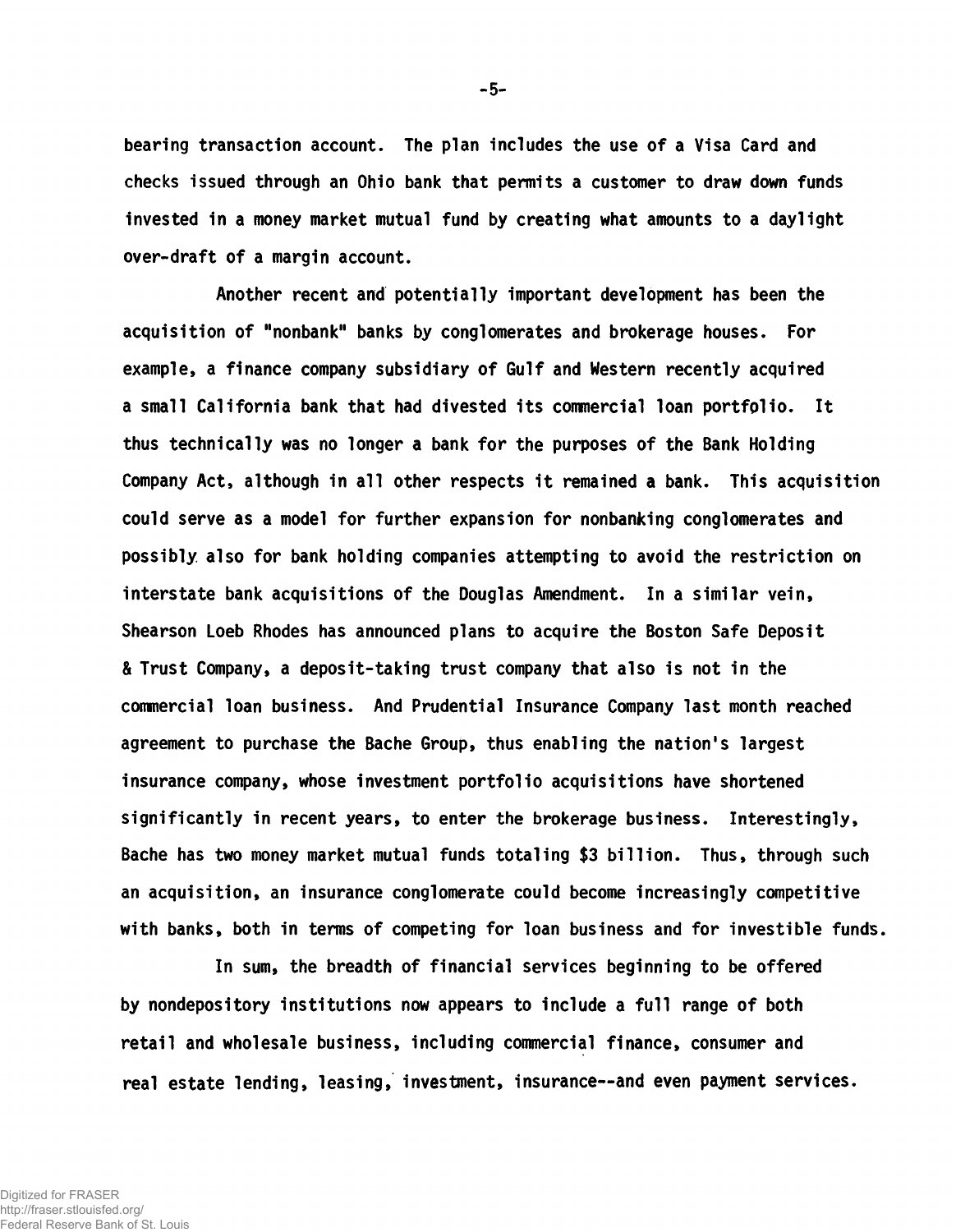bearing transaction account. The plan includes the use of a Visa Card and checks issued through an Ohio bank that permits a customer to draw down funds invested in a money market mutual fund by creating what amounts to a daylight over-draft of a margin account.

Another recent and potentially important development has been the acquisition of "nonbank" banks by conglomerates and brokerage houses. For example, a finance company subsidiary of Gulf and Western recently acquired a small California bank that had divested its commercial loan portfolio. It thus technically was no longer a bank for the purposes of the Bank Holding Company Act, although in all other respects it remained a bank. This acquisition could serve as a model for further expansion for nonbanking conglomerates and possibly also for bank holding companies attempting to avoid the restriction on interstate bank acquisitions of the Douglas Amendment. In a similar vein, Shearson Loeb Rhodes has announced plans to acquire the Boston Safe Deposit & Trust Company, a deposit-taking trust company that also is not in the commercial loan business. And Prudential Insurance Company last month reached agreement to purchase the Bache Group, thus enabling the nation's largest insurance company, whose investment portfolio acquisitions have shortened significantly in recent years, to enter the brokerage business. Interestingly, Bache has two money market mutual funds totaling $3 billion. Thus, through such an acquisition, an insurance conglomerate could become increasingly competitive with banks, both in terms of competing for loan business and for investible funds.

In sum, the breadth of financial services beginning to be offered by nondepository institutions now appears to include a full range of both retail and wholesale business, including commercial finance, consumer and real estate lending, leasing, investment, insurance--and even payment services.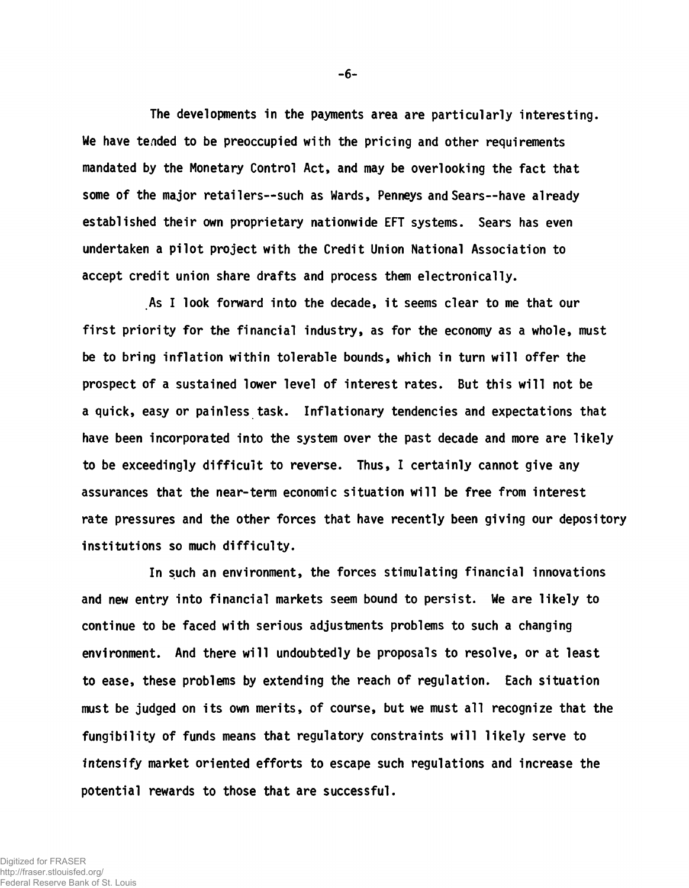The developments in the payments area are particularly interesting. We have tended to be preoccupied with the pricing and other requirements mandated by the Monetary Control Act, and may be overlooking the fact that some of the major retailers--such as Wards, Penneys and Sears--have already established their own proprietary nationwide EFT systems. Sears has even undertaken a pilot project with the Credit Union National Association to accept credit union share drafts and process them electronically.

As I look forward into the decade, it seems clear to me that our first priority for the financial industry, as for the economy as a whole, must be to bring inflation within tolerable bounds, which in turn will offer the prospect of a sustained lower level of interest rates. But this will not be a quick, easy or painless task. Inflationary tendencies and expectations that have been incorporated into the system over the past decade and more are likely to be exceedingly difficult to reverse. Thus, I certainly cannot give any assurances that the near-term economic situation will be free from interest rate pressures and the other forces that have recently been giving our depository institutions so much difficulty.

In such an environment, the forces stimulating financial innovations and new entry into financial markets seem bound to persist. We are likely to continue to be faced with serious adjustments problems to such a changing environment. And there will undoubtedly be proposals to resolve, or at least to ease, these problems by extending the reach of regulation. Each situation must be judged on its own merits, of course, but we must all recognize that the fungibility of funds means that regulatory constraints will likely serve to intensify market oriented efforts to escape such regulations and increase the potential rewards to those that are successful.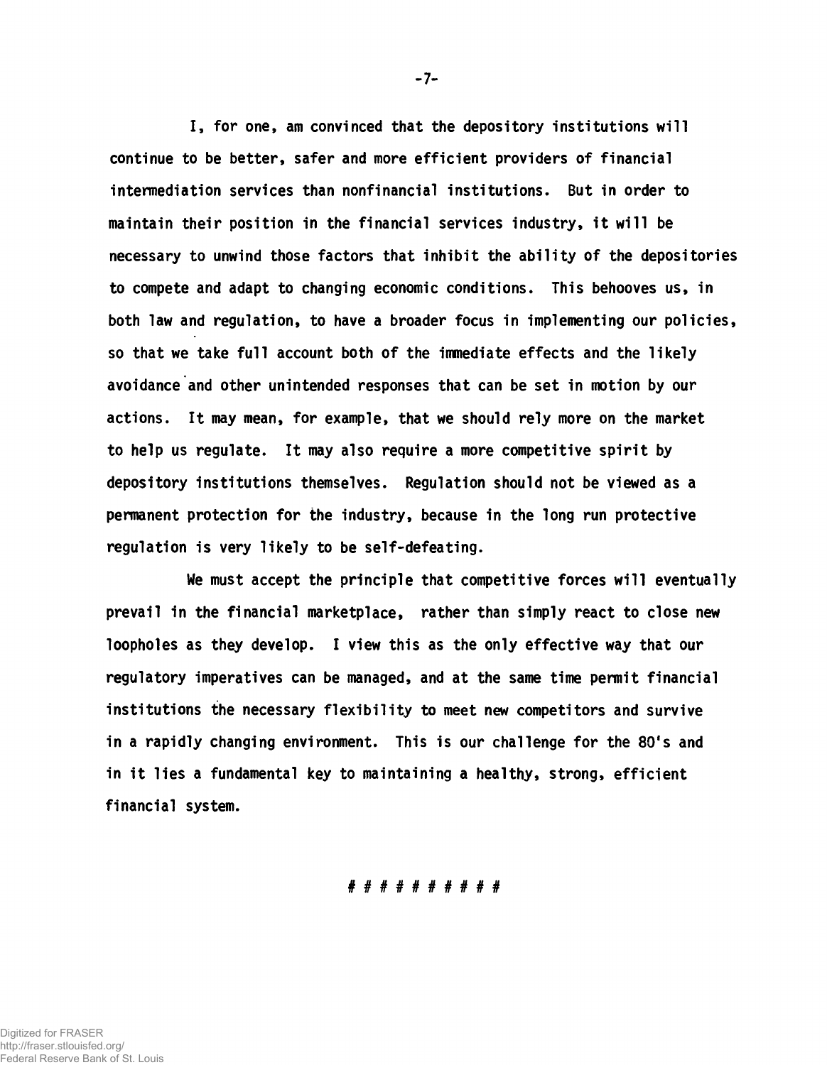I, for one, am convinced that the depository institutions will continue to be better, safer and more efficient providers of financial intermediation services than nonfinancial institutions. But in order to maintain their position in the financial services industry, it will be necessary to unwind those factors that inhibit the ability of the depositories to compete and adapt to changing economic conditions. This behooves us, in both law and regulation, to have a broader focus in implementing our policies, so that we take full account both of the immediate effects and the likely avoidance and other unintended responses that can be set in motion by our actions. It may mean, for example, that we should rely more on the market to help us regulate. It may also require a more competitive spirit by depository institutions themselves. Regulation should not be viewed as a permanent protection for the industry, because in the long run protective regulation is very likely to be self-defeating.

We must accept the principle that competitive forces will eventually prevail in the financial marketplace, rather than simply react to close new loopholes as they develop. I view this as the only effective way that our regulatory imperatives can be managed, and at the same time permit financial institutions the necessary flexibility to meet new competitors and survive in a rapidly changing environment. This is our challenge for the 80's and in it lies a fundamental key to maintaining a healthy, strong, efficient financial system.

# # # # # # # # # #